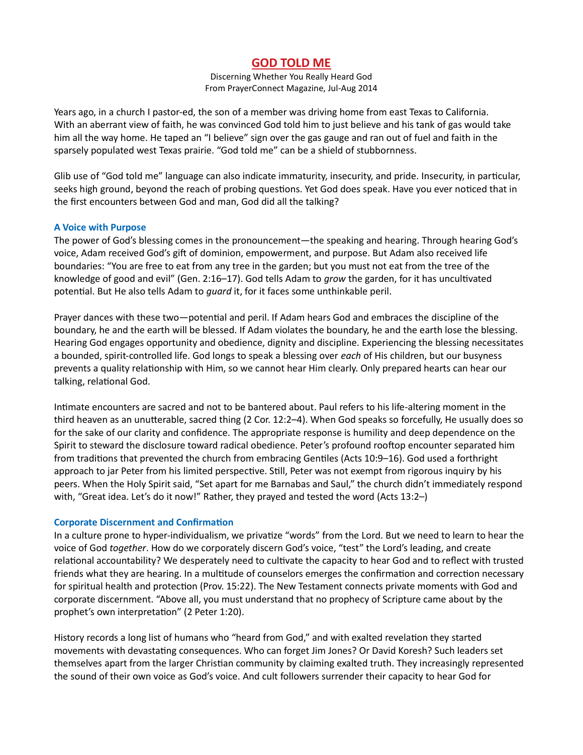# GOD TOLD ME

Discerning Whether You Really Heard God
From PrayerConnect Magazine, Jul-Aug 2014

Years ago, in a church I pastor-ed, the son of a member was driving home from east Texas to California. With an aberrant view of faith, he was convinced God told him to just believe and his tank of gas would take him all the way home. He taped an "I believe" sign over the gas gauge and ran out of fuel and faith in the sparsely populated west Texas prairie. "God told me" can be a shield of stubbornness.

Glib use of "God told me" language can also indicate immaturity, insecurity, and pride. Insecurity, in particular, seeks high ground, beyond the reach of probing questions. Yet God does speak. Have you ever noticed that in the first encounters between God and man, God did all the talking?

### A Voice with Purpose

The power of God's blessing comes in the pronouncement—the speaking and hearing. Through hearing God's voice, Adam received God's gift of dominion, empowerment, and purpose. But Adam also received life boundaries: "You are free to eat from any tree in the garden; but you must not eat from the tree of the knowledge of good and evil" (Gen. 2:16–17). God tells Adam to *grow* the garden, for it has uncultivated potential. But He also tells Adam to *guard* it, for it faces some unthinkable peril.

Prayer dances with these two—potential and peril. If Adam hears God and embraces the discipline of the boundary, he and the earth will be blessed. If Adam violates the boundary, he and the earth lose the blessing. Hearing God engages opportunity and obedience, dignity and discipline. Experiencing the blessing necessitates a bounded, spirit-controlled life. God longs to speak a blessing over *each* of His children, but our busyness prevents a quality relationship with Him, so we cannot hear Him clearly. Only prepared hearts can hear our talking, relational God.

Intimate encounters are sacred and not to be bantered about. Paul refers to his life-altering moment in the third heaven as an unutterable, sacred thing (2 Cor. 12:2–4). When God speaks so forcefully, He usually does so for the sake of our clarity and confidence. The appropriate response is humility and deep dependence on the Spirit to steward the disclosure toward radical obedience. Peter's profound rooftop encounter separated him from traditions that prevented the church from embracing Gentiles (Acts 10:9–16). God used a forthright approach to jar Peter from his limited perspective. Still, Peter was not exempt from rigorous inquiry by his peers. When the Holy Spirit said, "Set apart for me Barnabas and Saul," the church didn't immediately respond with, "Great idea. Let's do it now!" Rather, they prayed and tested the word (Acts 13:2–)

### Corporate Discernment and Confirmation

In a culture prone to hyper-individualism, we privatize "words" from the Lord. But we need to learn to hear the voice of God *together*. How do we corporately discern God's voice, "test" the Lord's leading, and create relational accountability? We desperately need to cultivate the capacity to hear God and to reflect with trusted friends what they are hearing. In a multitude of counselors emerges the confirmation and correction necessary for spiritual health and protection (Prov. 15:22). The New Testament connects private moments with God and corporate discernment. "Above all, you must understand that no prophecy of Scripture came about by the prophet's own interpretation" (2 Peter 1:20).

History records a long list of humans who "heard from God," and with exalted revelation they started movements with devastating consequences. Who can forget Jim Jones? Or David Koresh? Such leaders set themselves apart from the larger Christian community by claiming exalted truth. They increasingly represented the sound of their own voice as God's voice. And cult followers surrender their capacity to hear God for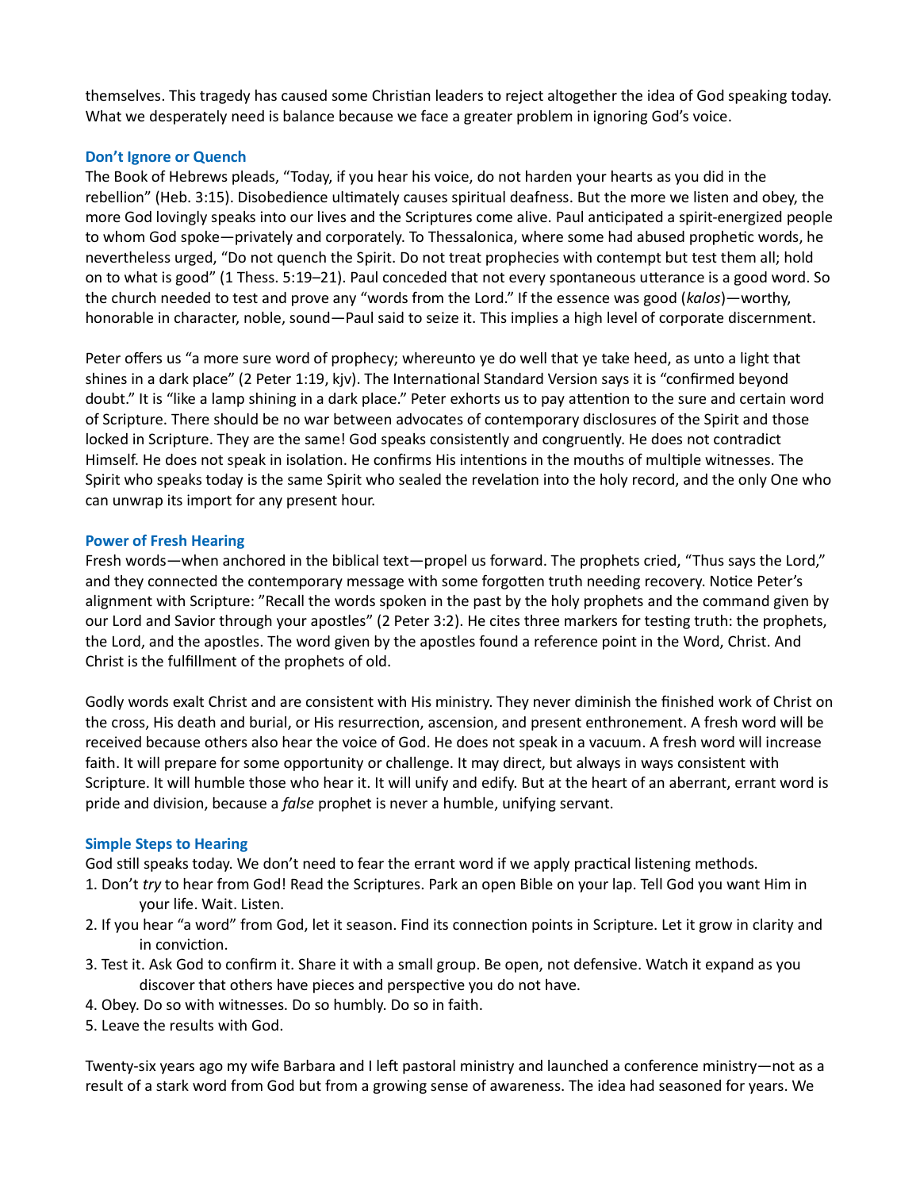themselves. This tragedy has caused some Christian leaders to reject altogether the idea of God speaking today. What we desperately need is balance because we face a greater problem in ignoring God's voice.

### Don't Ignore or Quench

The Book of Hebrews pleads, "Today, if you hear his voice, do not harden your hearts as you did in the rebellion" (Heb. 3:15). Disobedience ultimately causes spiritual deafness. But the more we listen and obey, the more God lovingly speaks into our lives and the Scriptures come alive. Paul anticipated a spirit-energized people to whom God spoke—privately and corporately. To Thessalonica, where some had abused prophetic words, he nevertheless urged, "Do not quench the Spirit. Do not treat prophecies with contempt but test them all; hold on to what is good" (1 Thess. 5:19–21). Paul conceded that not every spontaneous utterance is a good word. So the church needed to test and prove any "words from the Lord." If the essence was good (*kalos*)—worthy, honorable in character, noble, sound—Paul said to seize it. This implies a high level of corporate discernment.

Peter offers us "a more sure word of prophecy; whereunto ye do well that ye take heed, as unto a light that shines in a dark place" (2 Peter 1:19, kjv). The International Standard Version says it is "confirmed beyond doubt." It is "like a lamp shining in a dark place." Peter exhorts us to pay attention to the sure and certain word of Scripture. There should be no war between advocates of contemporary disclosures of the Spirit and those locked in Scripture. They are the same! God speaks consistently and congruently. He does not contradict Himself. He does not speak in isolation. He confirms His intentions in the mouths of multiple witnesses. The Spirit who speaks today is the same Spirit who sealed the revelation into the holy record, and the only One who can unwrap its import for any present hour.

### Power of Fresh Hearing

Fresh words—when anchored in the biblical text—propel us forward. The prophets cried, "Thus says the Lord," and they connected the contemporary message with some forgotten truth needing recovery. Notice Peter's alignment with Scripture: "Recall the words spoken in the past by the holy prophets and the command given by our Lord and Savior through your apostles" (2 Peter 3:2). He cites three markers for testing truth: the prophets, the Lord, and the apostles. The word given by the apostles found a reference point in the Word, Christ. And Christ is the fulfillment of the prophets of old.

Godly words exalt Christ and are consistent with His ministry. They never diminish the finished work of Christ on the cross, His death and burial, or His resurrection, ascension, and present enthronement. A fresh word will be received because others also hear the voice of God. He does not speak in a vacuum. A fresh word will increase faith. It will prepare for some opportunity or challenge. It may direct, but always in ways consistent with Scripture. It will humble those who hear it. It will unify and edify. But at the heart of an aberrant, errant word is pride and division, because a *false* prophet is never a humble, unifying servant.

### Simple Steps to Hearing

God still speaks today. We don't need to fear the errant word if we apply practical listening methods.

1. Don't *try* to hear from God! Read the Scriptures. Park an open Bible on your lap. Tell God you want Him in your life. Wait. Listen.
2. If you hear "a word" from God, let it season. Find its connection points in Scripture. Let it grow in clarity and in conviction.
3. Test it. Ask God to confirm it. Share it with a small group. Be open, not defensive. Watch it expand as you discover that others have pieces and perspective you do not have.
4. Obey. Do so with witnesses. Do so humbly. Do so in faith.
5. Leave the results with God.

Twenty-six years ago my wife Barbara and I left pastoral ministry and launched a conference ministry—not as a result of a stark word from God but from a growing sense of awareness. The idea had seasoned for years. We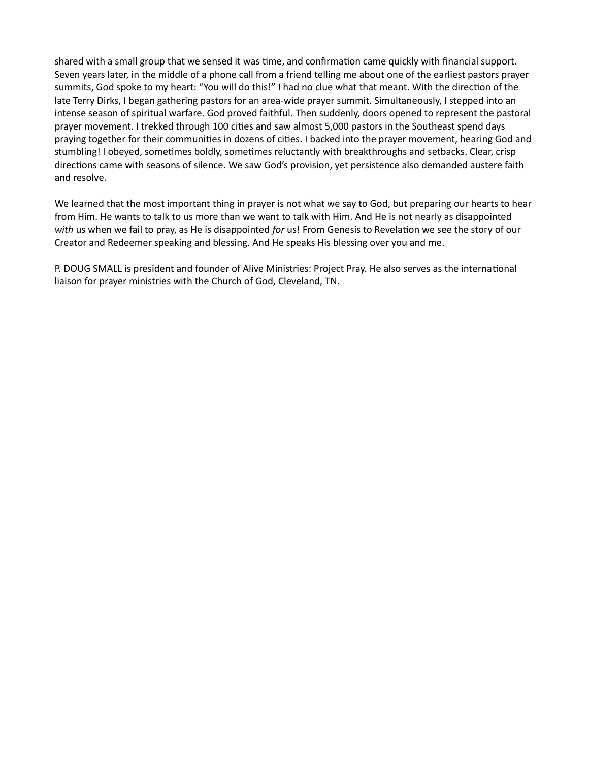shared with a small group that we sensed it was time, and confirmation came quickly with financial support. Seven years later, in the middle of a phone call from a friend telling me about one of the earliest pastors prayer summits, God spoke to my heart: "You will do this!" I had no clue what that meant. With the direction of the late Terry Dirks, I began gathering pastors for an area-wide prayer summit. Simultaneously, I stepped into an intense season of spiritual warfare. God proved faithful. Then suddenly, doors opened to represent the pastoral prayer movement. I trekked through 100 cities and saw almost 5,000 pastors in the Southeast spend days praying together for their communities in dozens of cities. I backed into the prayer movement, hearing God and stumbling! I obeyed, sometimes boldly, sometimes reluctantly with breakthroughs and setbacks. Clear, crisp directions came with seasons of silence. We saw God's provision, yet persistence also demanded austere faith and resolve.

We learned that the most important thing in prayer is not what we say to God, but preparing our hearts to hear from Him. He wants to talk to us more than we want to talk with Him. And He is not nearly as disappointed *with* us when we fail to pray, as He is disappointed *for* us! From Genesis to Revelation we see the story of our Creator and Redeemer speaking and blessing. And He speaks His blessing over you and me.

P. DOUG SMALL is president and founder of Alive Ministries: Project Pray. He also serves as the international liaison for prayer ministries with the Church of God, Cleveland, TN.